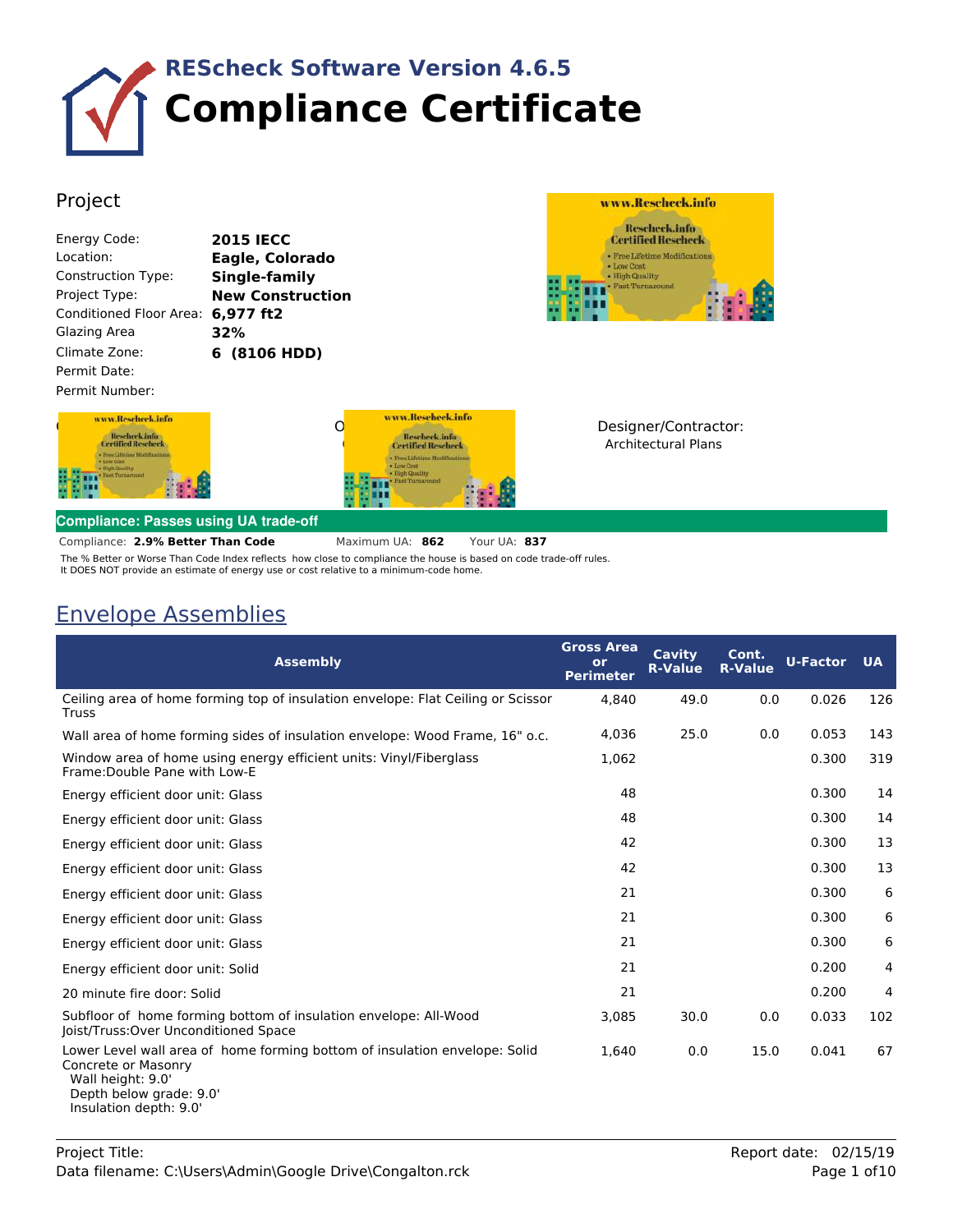# REScheck Software Version 4.6.5

# Compliance Certificate

## Project

| | |
|---|---|
| Energy Code: | **2015 IECC** |
| Location: | **Eagle, Colorado** |
| Construction Type: | **Single-family** |
| Project Type: | **New Construction** |
| Conditioned Floor Area: | **6,977 ft2** |
| Glazing Area | **32%** |
| Climate Zone: | **6 (8106 HDD)** |
| Permit Date: | |
| Permit Number: | |

Designer/Contractor:
Architectural Plans

**Compliance: Passes using UA trade-off**

Compliance: **2.9% Better Than Code** Maximum UA: **862** Your UA: **837**

The % Better or Worse Than Code Index reflects how close to compliance the house is based on code trade-off rules.
It DOES NOT provide an estimate of energy use or cost relative to a minimum-code home.

## Envelope Assemblies

| Assembly | Gross Area or Perimeter | Cavity R-Value | Cont. R-Value | U-Factor | UA |
|---|---|---|---|---|---|
| Ceiling area of home forming top of insulation envelope: Flat Ceiling or Scissor Truss | 4,840 | 49.0 | 0.0 | 0.026 | 126 |
| Wall area of home forming sides of insulation envelope: Wood Frame, 16" o.c. | 4,036 | 25.0 | 0.0 | 0.053 | 143 |
| Window area of home using energy efficient units: Vinyl/Fiberglass Frame:Double Pane with Low-E | 1,062 | | | 0.300 | 319 |
| Energy efficient door unit: Glass | 48 | | | 0.300 | 14 |
| Energy efficient door unit: Glass | 48 | | | 0.300 | 14 |
| Energy efficient door unit: Glass | 42 | | | 0.300 | 13 |
| Energy efficient door unit: Glass | 42 | | | 0.300 | 13 |
| Energy efficient door unit: Glass | 21 | | | 0.300 | 6 |
| Energy efficient door unit: Glass | 21 | | | 0.300 | 6 |
| Energy efficient door unit: Glass | 21 | | | 0.300 | 6 |
| Energy efficient door unit: Solid | 21 | | | 0.200 | 4 |
| 20 minute fire door: Solid | 21 | | | 0.200 | 4 |
| Subfloor of home forming bottom of insulation envelope: All-Wood Joist/Truss:Over Unconditioned Space | 3,085 | 30.0 | 0.0 | 0.033 | 102 |
| Lower Level wall area of home forming bottom of insulation envelope: Solid Concrete or Masonry<br>Wall height: 9.0'<br>Depth below grade: 9.0'<br>Insulation depth: 9.0' | 1,640 | 0.0 | 15.0 | 0.041 | 67 |

Project Title:
Data filename: C:\Users\Admin\Google Drive\Congalton.rck

Report date: 02/15/19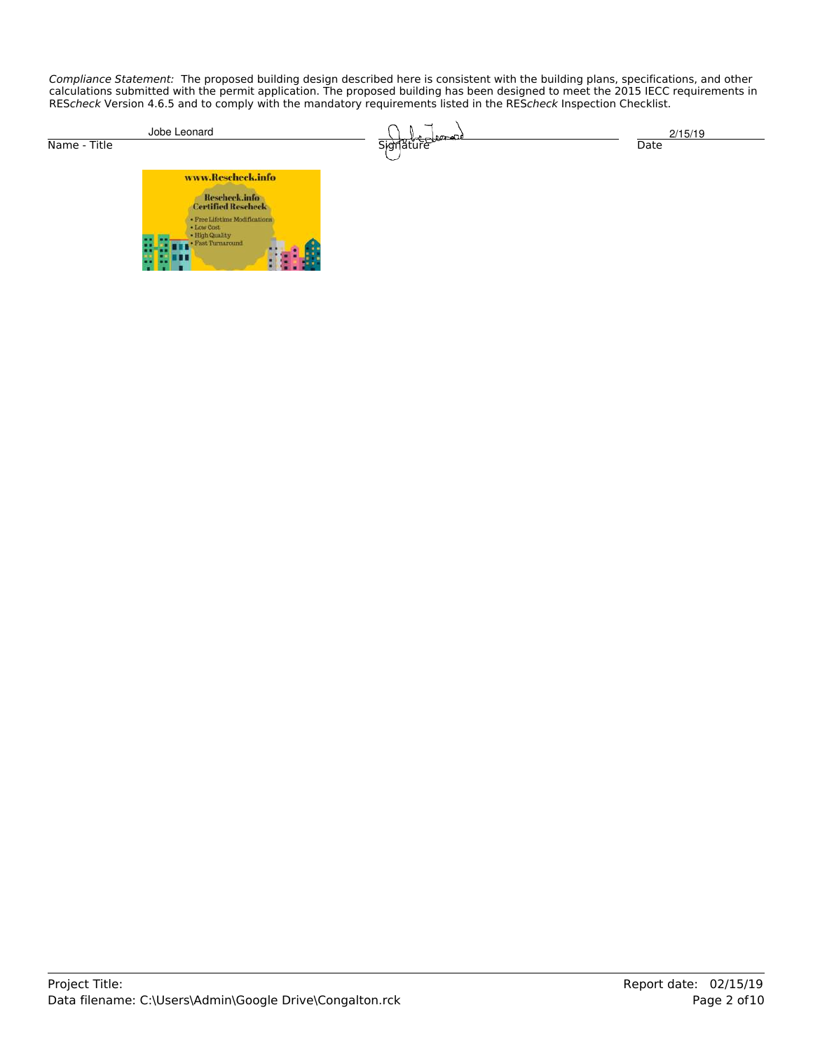*Compliance Statement:* The proposed building design described here is consistent with the building plans, specifications, and other calculations submitted with the permit application. The proposed building has been designed to meet the 2015 IECC requirements in RES*check* Version 4.6.5 and to comply with the mandatory requirements listed in the RES*check* Inspection Checklist.

| Jobe Leonard | | 2/15/19 |
|---|---|---|
| Name - Title | Signature | Date |

www.Rescheck.info

Rescheck.info Certified Rescheck

- Free Lifetime Modifications
- Low Cost
- High Quality
- Fast Turnaround

Project Title:
Data filename: C:\Users\Admin\Google Drive\Congalton.rck

Report date: 02/15/19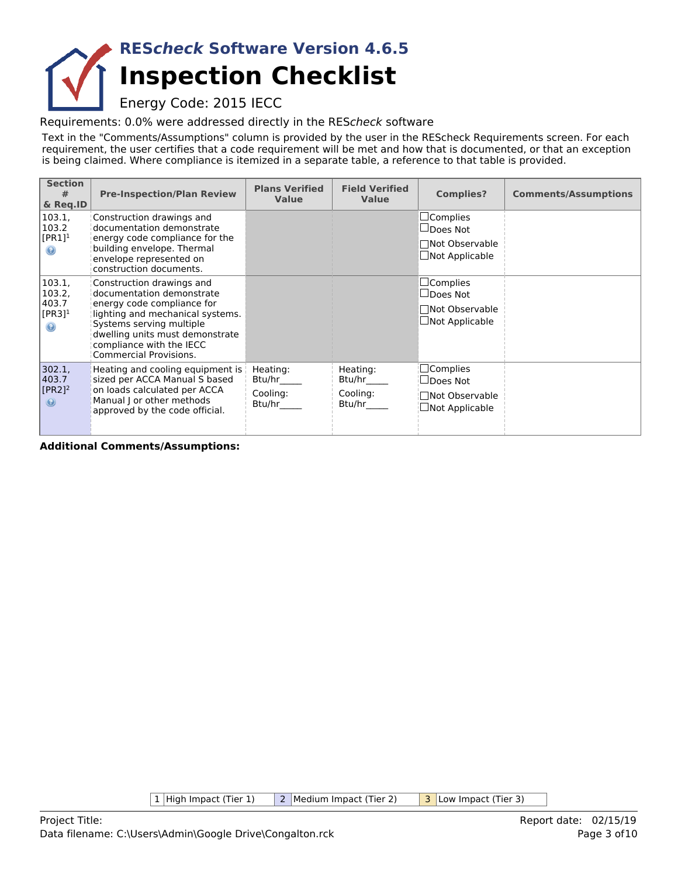# REScheck Software Version 4.6.5

# Inspection Checklist

Energy Code: 2015 IECC

Requirements: 0.0% were addressed directly in the REScheck software

Text in the "Comments/Assumptions" column is provided by the user in the REScheck Requirements screen. For each requirement, the user certifies that a code requirement will be met and how that is documented, or that an exception is being claimed. Where compliance is itemized in a separate table, a reference to that table is provided.

| Section # & Req.ID | Pre-Inspection/Plan Review | Plans Verified Value | Field Verified Value | Complies? | Comments/Assumptions |
|---|---|---|---|---|---|
| 103.1, 103.2 [PR1][1] | Construction drawings and documentation demonstrate energy code compliance for the building envelope. Thermal envelope represented on construction documents. | | | ☐Complies ☐Does Not ☐Not Observable ☐Not Applicable | |
| 103.1, 103.2, 403.7 [PR3][1] | Construction drawings and documentation demonstrate energy code compliance for lighting and mechanical systems. Systems serving multiple dwelling units must demonstrate compliance with the IECC Commercial Provisions. | | | ☐Complies ☐Does Not ☐Not Observable ☐Not Applicable | |
| 302.1, 403.7 [PR2][2] | Heating and cooling equipment is sized per ACCA Manual S based on loads calculated per ACCA Manual J or other methods approved by the code official. | Heating: Btu/hr_____ Cooling: Btu/hr_____ | Heating: Btu/hr_____ Cooling: Btu/hr_____ | ☐Complies ☐Does Not ☐Not Observable ☐Not Applicable | |

**Additional Comments/Assumptions:**

| 1 | High Impact (Tier 1) | 2 | Medium Impact (Tier 2) | 3 | Low Impact (Tier 3) |
|---|---|---|---|---|---|

Project Title:
Data filename: C:\Users\Admin\Google Drive\Congalton.rck

Report date: 02/15/19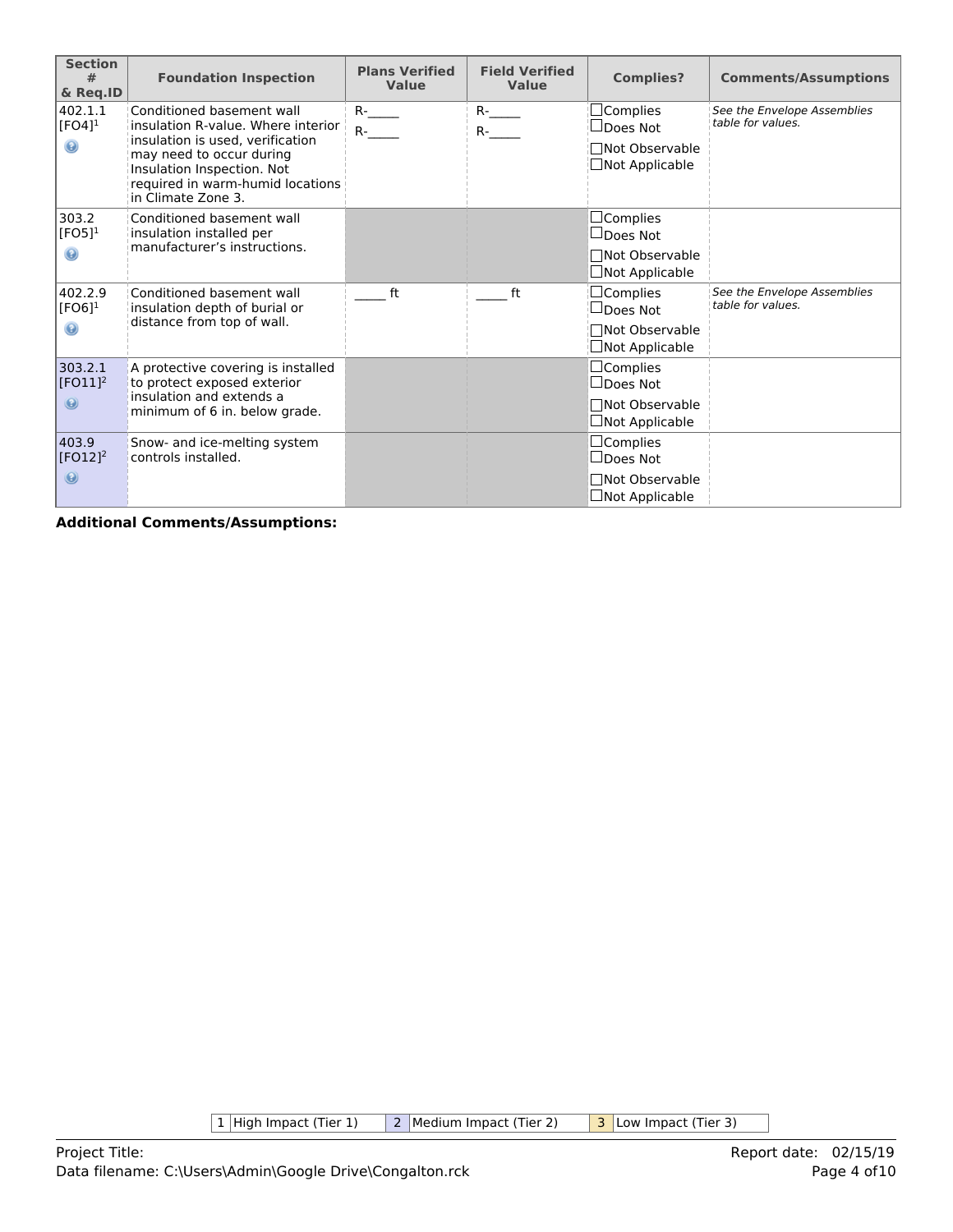| Section # & Req.ID | Foundation Inspection | Plans Verified Value | Field Verified Value | Complies? | Comments/Assumptions |
|---|---|---|---|---|---|
| 402.1.1 [FO4][1] | Conditioned basement wall insulation R-value. Where interior insulation is used, verification may need to occur during Insulation Inspection. Not required in warm-humid locations in Climate Zone 3. | R-_____ R-_____ | R-_____ R-_____ | ☐Complies ☐Does Not ☐Not Observable ☐Not Applicable | *See the Envelope Assemblies table for values.* |
| 303.2 [FO5][1] | Conditioned basement wall insulation installed per manufacturer's instructions. | | | ☐Complies ☐Does Not ☐Not Observable ☐Not Applicable | |
| 402.2.9 [FO6][1] | Conditioned basement wall insulation depth of burial or distance from top of wall. | _____ ft | _____ ft | ☐Complies ☐Does Not ☐Not Observable ☐Not Applicable | *See the Envelope Assemblies table for values.* |
| 303.2.1 [FO11][2] | A protective covering is installed to protect exposed exterior insulation and extends a minimum of 6 in. below grade. | | | ☐Complies ☐Does Not ☐Not Observable ☐Not Applicable | |
| 403.9 [FO12][2] | Snow- and ice-melting system controls installed. | | | ☐Complies ☐Does Not ☐Not Observable ☐Not Applicable | |

**Additional Comments/Assumptions:**

| 1 | High Impact (Tier 1) | 2 | Medium Impact (Tier 2) | 3 | Low Impact (Tier 3) |
|---|---|---|---|---|---|

Project Title:
Data filename: C:\Users\Admin\Google Drive\Congalton.rck

Report date: 02/15/19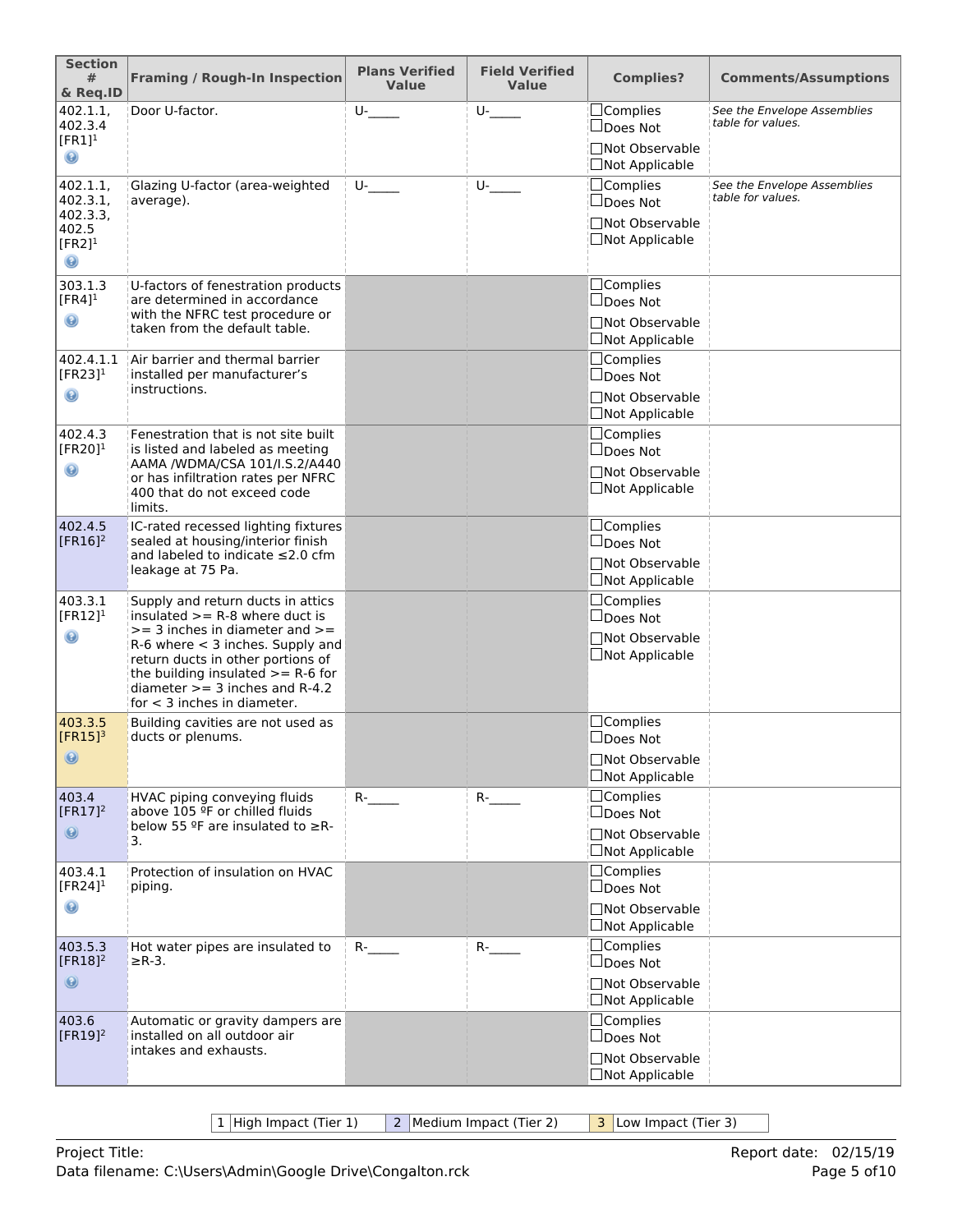| Section # & Req.ID | Framing / Rough-In Inspection | Plans Verified Value | Field Verified Value | Complies? | Comments/Assumptions |
|---|---|---|---|---|---|
| 402.1.1, 402.3.4 [FR1][1] | Door U-factor. | U-_____ | U-_____ | ☐Complies ☐Does Not ☐Not Observable ☐Not Applicable | *See the Envelope Assemblies table for values.* |
| 402.1.1, 402.3.1, 402.3.3, 402.5 [FR2][1] | Glazing U-factor (area-weighted average). | U-_____ | U-_____ | ☐Complies ☐Does Not ☐Not Observable ☐Not Applicable | *See the Envelope Assemblies table for values.* |
| 303.1.3 [FR4][1] | U-factors of fenestration products are determined in accordance with the NFRC test procedure or taken from the default table. | | | ☐Complies ☐Does Not ☐Not Observable ☐Not Applicable | |
| 402.4.1.1 [FR23][1] | Air barrier and thermal barrier installed per manufacturer's instructions. | | | ☐Complies ☐Does Not ☐Not Observable ☐Not Applicable | |
| 402.4.3 [FR20][1] | Fenestration that is not site built is listed and labeled as meeting AAMA /WDMA/CSA 101/I.S.2/A440 or has infiltration rates per NFRC 400 that do not exceed code limits. | | | ☐Complies ☐Does Not ☐Not Observable ☐Not Applicable | |
| 402.4.5 [FR16][2] | IC-rated recessed lighting fixtures sealed at housing/interior finish and labeled to indicate ≤2.0 cfm leakage at 75 Pa. | | | ☐Complies ☐Does Not ☐Not Observable ☐Not Applicable | |
| 403.3.1 [FR12][1] | Supply and return ducts in attics insulated >= R-8 where duct is >= 3 inches in diameter and >= R-6 where < 3 inches. Supply and return ducts in other portions of the building insulated >= R-6 for diameter >= 3 inches and R-4.2 for < 3 inches in diameter. | | | ☐Complies ☐Does Not ☐Not Observable ☐Not Applicable | |
| 403.3.5 [FR15][3] | Building cavities are not used as ducts or plenums. | | | ☐Complies ☐Does Not ☐Not Observable ☐Not Applicable | |
| 403.4 [FR17][2] | HVAC piping conveying fluids above 105 ºF or chilled fluids below 55 ºF are insulated to ≥R-3. | R-_____ | R-_____ | ☐Complies ☐Does Not ☐Not Observable ☐Not Applicable | |
| 403.4.1 [FR24][1] | Protection of insulation on HVAC piping. | | | ☐Complies ☐Does Not ☐Not Observable ☐Not Applicable | |
| 403.5.3 [FR18][2] | Hot water pipes are insulated to ≥R-3. | R-_____ | R-_____ | ☐Complies ☐Does Not ☐Not Observable ☐Not Applicable | |
| 403.6 [FR19][2] | Automatic or gravity dampers are installed on all outdoor air intakes and exhausts. | | | ☐Complies ☐Does Not ☐Not Observable ☐Not Applicable | |

| 1 | High Impact (Tier 1) | 2 | Medium Impact (Tier 2) | 3 | Low Impact (Tier 3) |
|---|---|---|---|---|---|

Project Title: Report date: 02/15/19

Data filename: C:\Users\Admin\Google Drive\Congalton.rck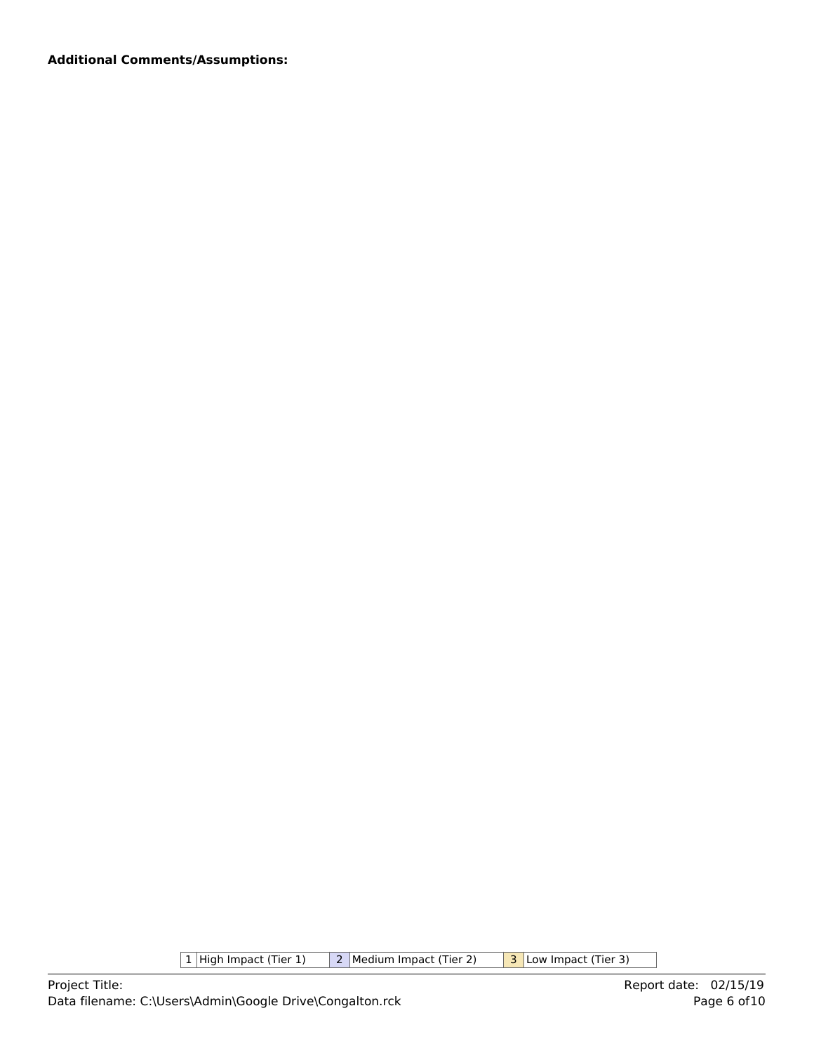**Additional Comments/Assumptions:**

| 1 | High Impact (Tier 1) | 2 | Medium Impact (Tier 2) | 3 | Low Impact (Tier 3) |
|---|---|---|---|---|---|

Project Title:

Data filename: C:\Users\Admin\Google Drive\Congalton.rck

Report date: 02/15/19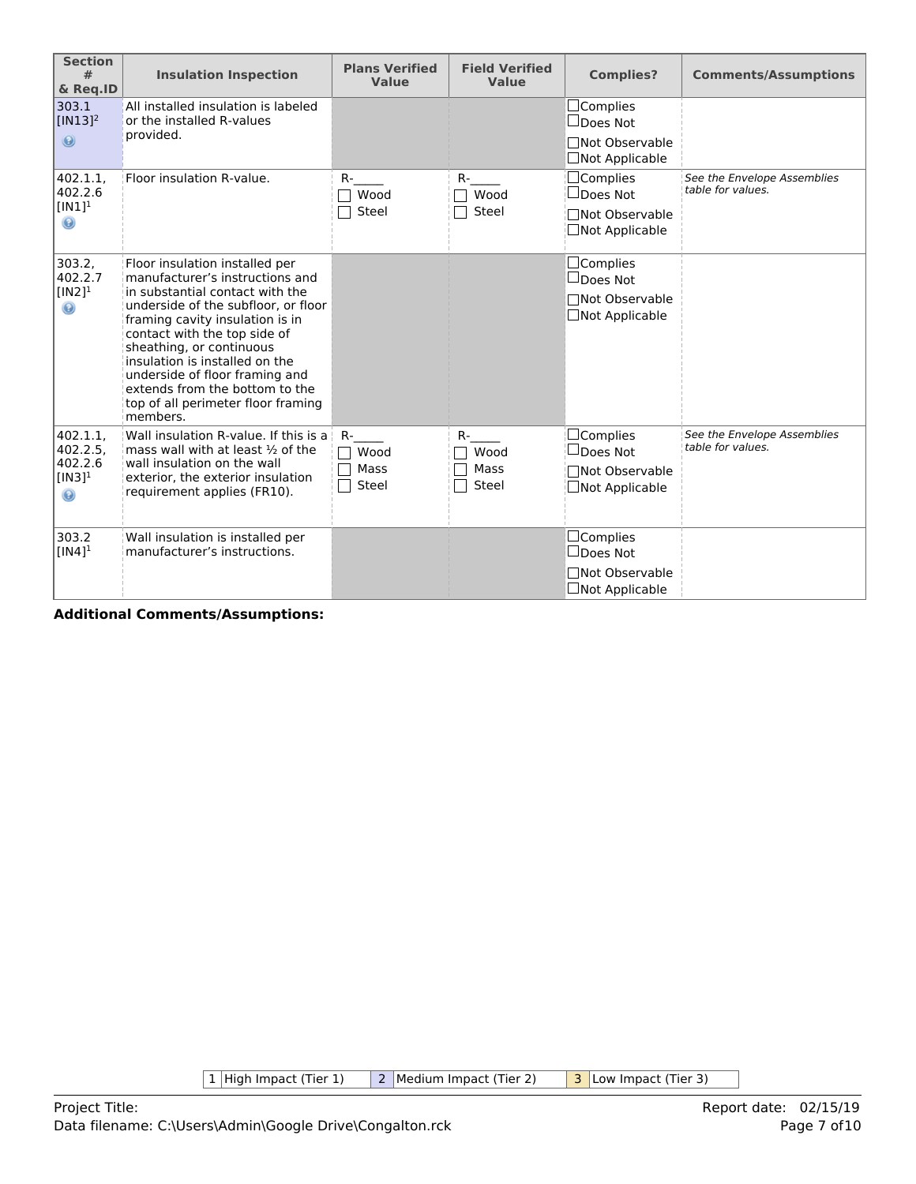| Section # & Req.ID | Insulation Inspection | Plans Verified Value | Field Verified Value | Complies? | Comments/Assumptions |
|---|---|---|---|---|---|
| 303.1 [IN13][2] | All installed insulation is labeled or the installed R-values provided. | | | ☐Complies ☐Does Not ☐Not Observable ☐Not Applicable | |
| 402.1.1, 402.2.6 [IN1][1] | Floor insulation R-value. | R-_____ ☐ Wood ☐ Steel | R-_____ ☐ Wood ☐ Steel | ☐Complies ☐Does Not ☐Not Observable ☐Not Applicable | *See the Envelope Assemblies table for values.* |
| 303.2, 402.2.7 [IN2][1] | Floor insulation installed per manufacturer's instructions and in substantial contact with the underside of the subfloor, or floor framing cavity insulation is in contact with the top side of sheathing, or continuous insulation is installed on the underside of floor framing and extends from the bottom to the top of all perimeter floor framing members. | | | ☐Complies ☐Does Not ☐Not Observable ☐Not Applicable | |
| 402.1.1, 402.2.5, 402.2.6 [IN3][1] | Wall insulation R-value. If this is a mass wall with at least ½ of the wall insulation on the wall exterior, the exterior insulation requirement applies (FR10). | R-_____ ☐ Wood ☐ Mass ☐ Steel | R-_____ ☐ Wood ☐ Mass ☐ Steel | ☐Complies ☐Does Not ☐Not Observable ☐Not Applicable | *See the Envelope Assemblies table for values.* |
| 303.2 [IN4][1] | Wall insulation is installed per manufacturer's instructions. | | | ☐Complies ☐Does Not ☐Not Observable ☐Not Applicable | |

**Additional Comments/Assumptions:**

| 1 | High Impact (Tier 1) | 2 | Medium Impact (Tier 2) | 3 | Low Impact (Tier 3) |
|---|---|---|---|---|---|

Project Title:
Data filename: C:\Users\Admin\Google Drive\Congalton.rck

Report date: 02/15/19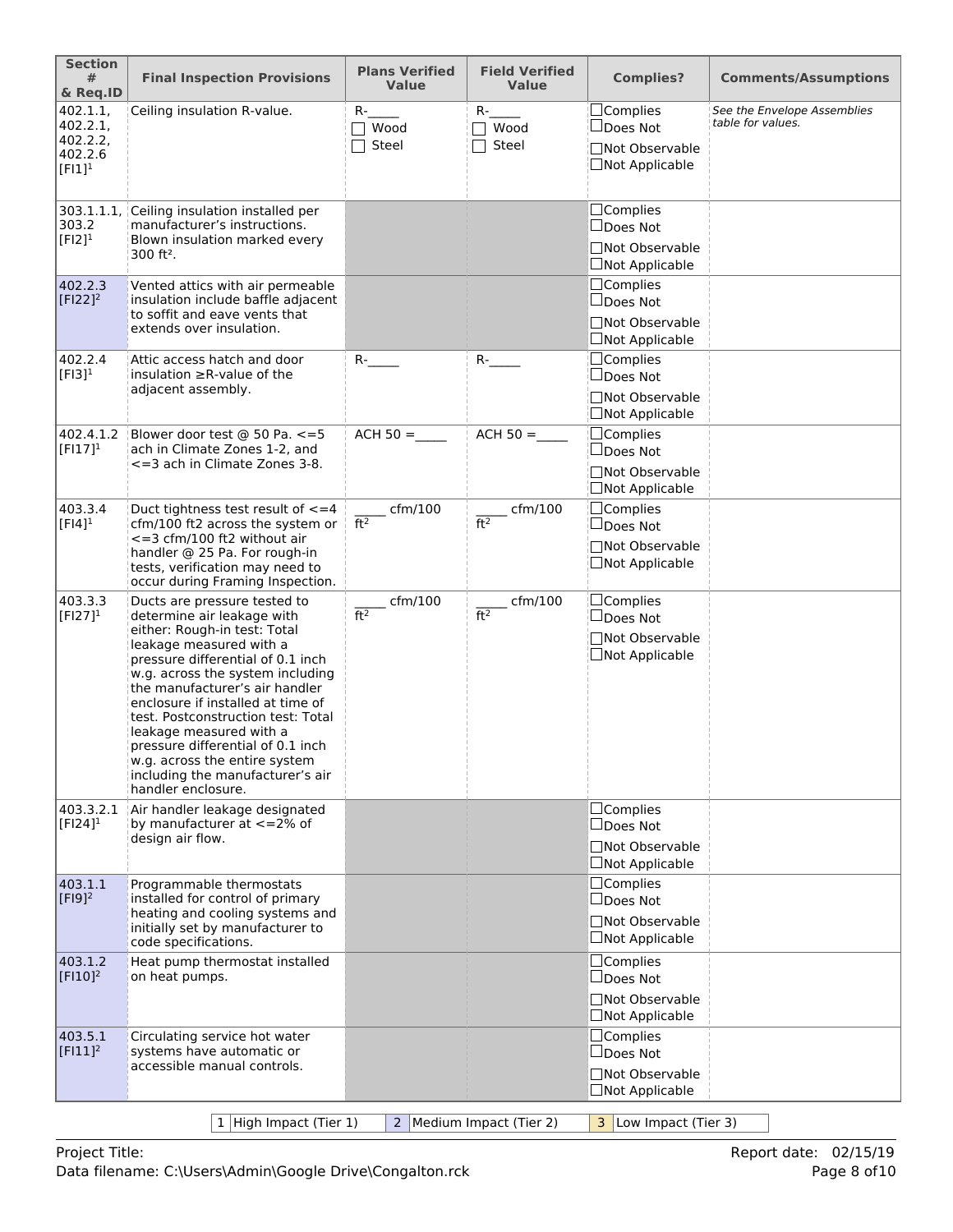| Section # & Req.ID | Final Inspection Provisions | Plans Verified Value | Field Verified Value | Complies? | Comments/Assumptions |
|---|---|---|---|---|---|
| 402.1.1, 402.2.1, 402.2.2, 402.2.6 [FI1][1] | Ceiling insulation R-value. | R-_____ ☐ Wood ☐ Steel | R-_____ ☐ Wood ☐ Steel | ☐Complies ☐Does Not ☐Not Observable ☐Not Applicable | *See the Envelope Assemblies table for values.* |
| 303.1.1.1, 303.2 [FI2][1] | Ceiling insulation installed per manufacturer's instructions. Blown insulation marked every 300 ft². | | | ☐Complies ☐Does Not ☐Not Observable ☐Not Applicable | |
| 402.2.3 [FI22][2] | Vented attics with air permeable insulation include baffle adjacent to soffit and eave vents that extends over insulation. | | | ☐Complies ☐Does Not ☐Not Observable ☐Not Applicable | |
| 402.2.4 [FI3][1] | Attic access hatch and door insulation ≥R-value of the adjacent assembly. | R-_____ | R-_____ | ☐Complies ☐Does Not ☐Not Observable ☐Not Applicable | |
| 402.4.1.2 [FI17][1] | Blower door test @ 50 Pa. <=5 ach in Climate Zones 1-2, and <=3 ach in Climate Zones 3-8. | ACH 50 = _____ | ACH 50 = _____ | ☐Complies ☐Does Not ☐Not Observable ☐Not Applicable | |
| 403.3.4 [FI4][1] | Duct tightness test result of <=4 cfm/100 ft2 across the system or <=3 cfm/100 ft2 without air handler @ 25 Pa. For rough-in tests, verification may need to occur during Framing Inspection. | _____ cfm/100 ft² | _____ cfm/100 ft² | ☐Complies ☐Does Not ☐Not Observable ☐Not Applicable | |
| 403.3.3 [FI27][1] | Ducts are pressure tested to determine air leakage with either: Rough-in test: Total leakage measured with a pressure differential of 0.1 inch w.g. across the system including the manufacturer's air handler enclosure if installed at time of test. Postconstruction test: Total leakage measured with a pressure differential of 0.1 inch w.g. across the entire system including the manufacturer's air handler enclosure. | _____ cfm/100 ft² | _____ cfm/100 ft² | ☐Complies ☐Does Not ☐Not Observable ☐Not Applicable | |
| 403.3.2.1 [FI24][1] | Air handler leakage designated by manufacturer at <=2% of design air flow. | | | ☐Complies ☐Does Not ☐Not Observable ☐Not Applicable | |
| 403.1.1 [FI9][2] | Programmable thermostats installed for control of primary heating and cooling systems and initially set by manufacturer to code specifications. | | | ☐Complies ☐Does Not ☐Not Observable ☐Not Applicable | |
| 403.1.2 [FI10][2] | Heat pump thermostat installed on heat pumps. | | | ☐Complies ☐Does Not ☐Not Observable ☐Not Applicable | |
| 403.5.1 [FI11][2] | Circulating service hot water systems have automatic or accessible manual controls. | | | ☐Complies ☐Does Not ☐Not Observable ☐Not Applicable | |

1 High Impact (Tier 1) | 2 Medium Impact (Tier 2) | 3 Low Impact (Tier 3)

Project Title:
Data filename: C:\Users\Admin\Google Drive\Congalton.rck

Report date: 02/15/19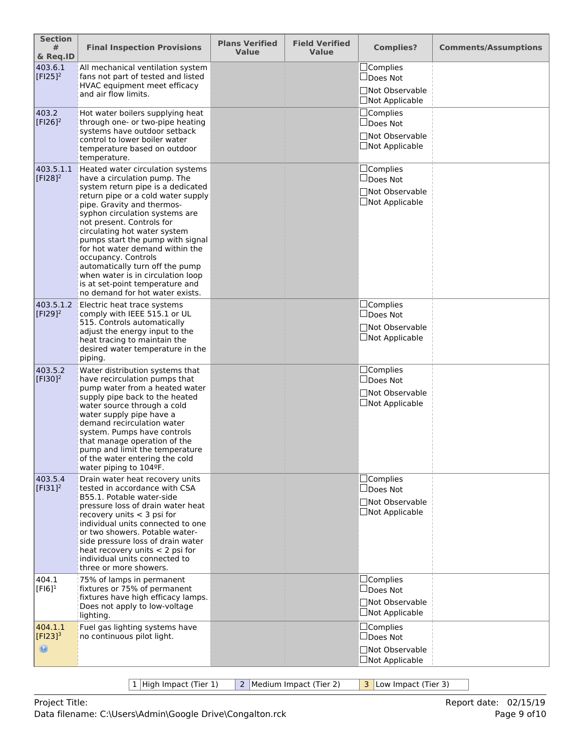| Section # & Req.ID | Final Inspection Provisions | Plans Verified Value | Field Verified Value | Complies? | Comments/Assumptions |
|---|---|---|---|---|---|
| 403.6.1 [FI25][2] | All mechanical ventilation system fans not part of tested and listed HVAC equipment meet efficacy and air flow limits. | | | ☐Complies ☐Does Not ☐Not Observable ☐Not Applicable | |
| 403.2 [FI26][2] | Hot water boilers supplying heat through one- or two-pipe heating systems have outdoor setback control to lower boiler water temperature based on outdoor temperature. | | | ☐Complies ☐Does Not ☐Not Observable ☐Not Applicable | |
| 403.5.1.1 [FI28][2] | Heated water circulation systems have a circulation pump. The system return pipe is a dedicated return pipe or a cold water supply pipe. Gravity and thermos-syphon circulation systems are not present. Controls for circulating hot water system pumps start the pump with signal for hot water demand within the occupancy. Controls automatically turn off the pump when water is in circulation loop is at set-point temperature and no demand for hot water exists. | | | ☐Complies ☐Does Not ☐Not Observable ☐Not Applicable | |
| 403.5.1.2 [FI29][2] | Electric heat trace systems comply with IEEE 515.1 or UL 515. Controls automatically adjust the energy input to the heat tracing to maintain the desired water temperature in the piping. | | | ☐Complies ☐Does Not ☐Not Observable ☐Not Applicable | |
| 403.5.2 [FI30][2] | Water distribution systems that have recirculation pumps that pump water from a heated water supply pipe back to the heated water source through a cold water supply pipe have a demand recirculation water system. Pumps have controls that manage operation of the pump and limit the temperature of the water entering the cold water piping to 104ºF. | | | ☐Complies ☐Does Not ☐Not Observable ☐Not Applicable | |
| 403.5.4 [FI31][2] | Drain water heat recovery units tested in accordance with CSA B55.1. Potable water-side pressure loss of drain water heat recovery units < 3 psi for individual units connected to one or two showers. Potable water-side pressure loss of drain water heat recovery units < 2 psi for individual units connected to three or more showers. | | | ☐Complies ☐Does Not ☐Not Observable ☐Not Applicable | |
| 404.1 [FI6][1] | 75% of lamps in permanent fixtures or 75% of permanent fixtures have high efficacy lamps. Does not apply to low-voltage lighting. | | | ☐Complies ☐Does Not ☐Not Observable ☐Not Applicable | |
| 404.1.1 [FI23][3] | Fuel gas lighting systems have no continuous pilot light. | | | ☐Complies ☐Does Not ☐Not Observable ☐Not Applicable | |

| 1 | High Impact (Tier 1) | 2 | Medium Impact (Tier 2) | 3 | Low Impact (Tier 3) |
|---|---|---|---|---|---|

Project Title:
Data filename: C:\Users\Admin\Google Drive\Congalton.rck

Report date: 02/15/19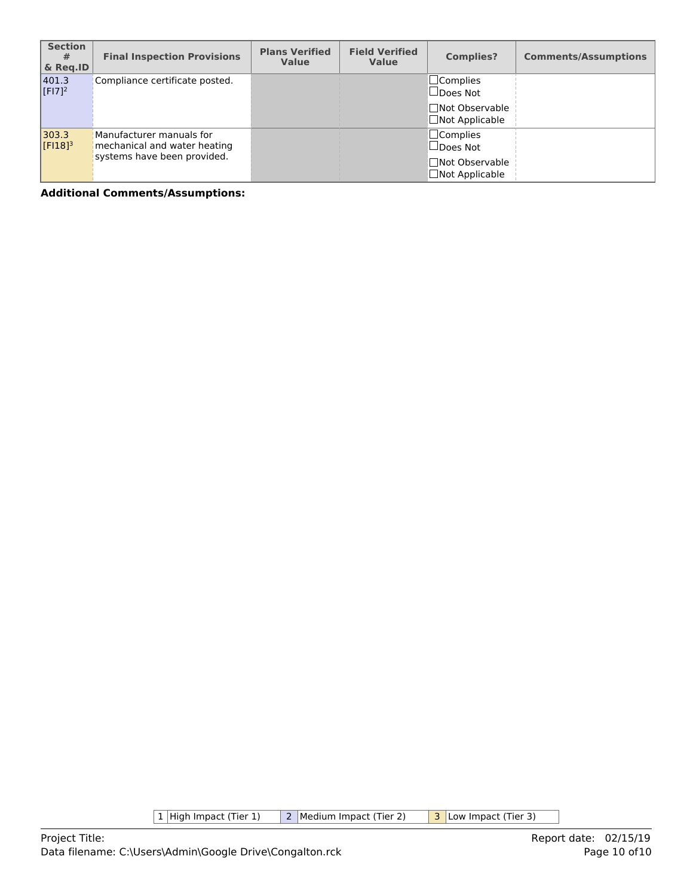| Section # & Req.ID | Final Inspection Provisions | Plans Verified Value | Field Verified Value | Complies? | Comments/Assumptions |
| --- | --- | --- | --- | --- | --- |
| 401.3 [FI7][2] | Compliance certificate posted. | | | ☐Complies ☐Does Not ☐Not Observable ☐Not Applicable | |
| 303.3 [FI18][3] | Manufacturer manuals for mechanical and water heating systems have been provided. | | | ☐Complies ☐Does Not ☐Not Observable ☐Not Applicable | |

**Additional Comments/Assumptions:**

| 1 | High Impact (Tier 1) | 2 | Medium Impact (Tier 2) | 3 | Low Impact (Tier 3) |
| --- | --- | --- | --- | --- | --- |

Project Title:
Data filename: C:\Users\Admin\Google Drive\Congalton.rck

Report date: 02/15/19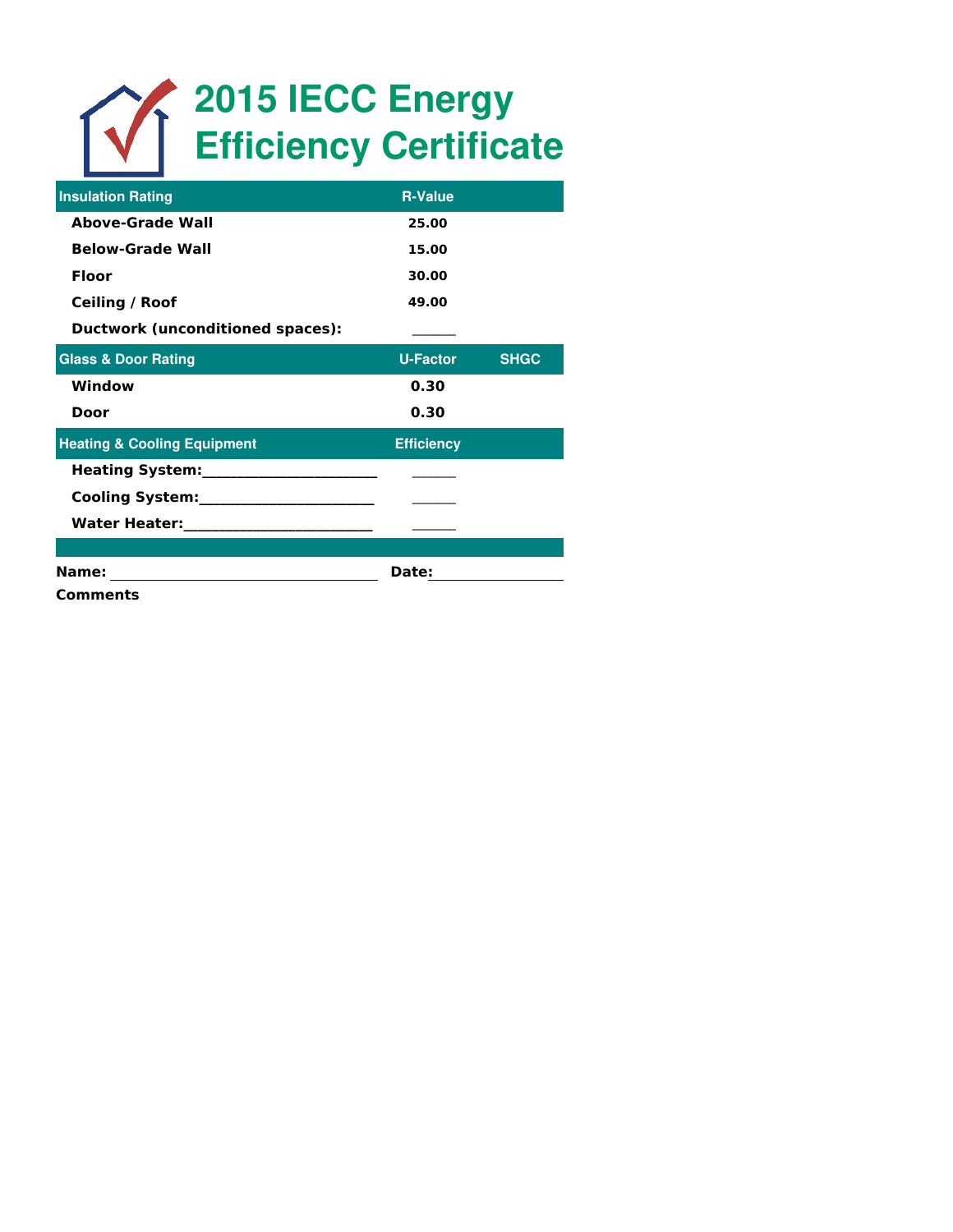# 2015 IECC Energy Efficiency Certificate

| Insulation Rating | R-Value | |
|---|---|---|
| Above-Grade Wall | 25.00 | |
| Below-Grade Wall | 15.00 | |
| Floor | 30.00 | |
| Ceiling / Roof | 49.00 | |
| Ductwork (unconditioned spaces): | ______ | |
| **Glass & Door Rating** | **U-Factor** | **SHGC** |
| Window | 0.30 | |
| Door | 0.30 | |
| **Heating & Cooling Equipment** | **Efficiency** | |
| Heating System:______________________ | ______ | |
| Cooling System:______________________ | ______ | |
| Water Heater:________________________ | ______ | |

**Name:** ________________________________ **Date:** ________________

**Comments**